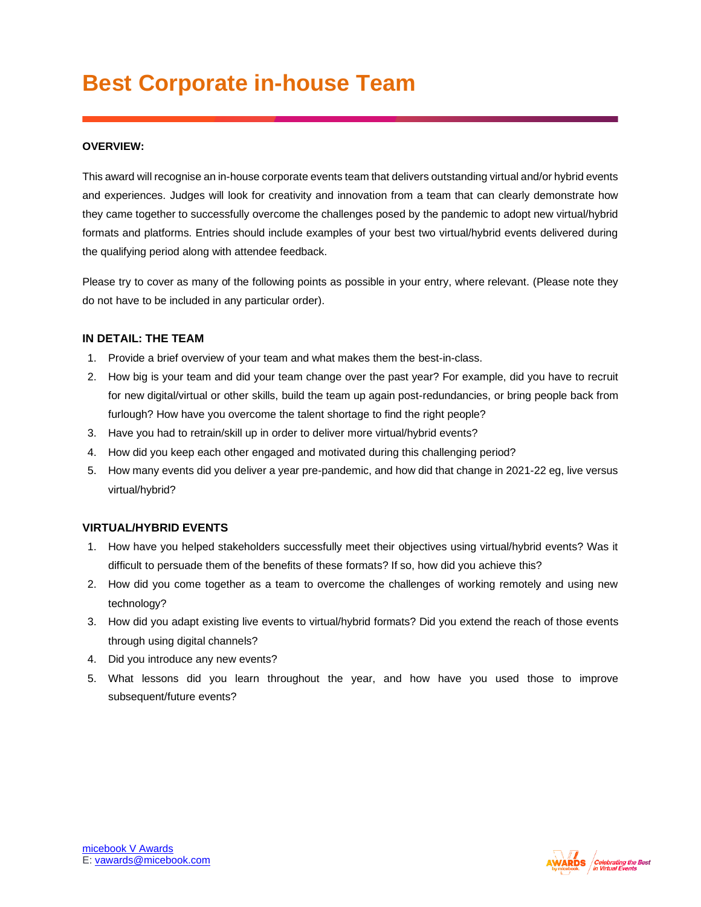# Best Corporate in-house Team

**OVERVIEW:**

This award will recognise an in-house corporate events team that delivers outstanding virtual and/or hybrid events and experiences. Judges will look for creativity and innovation from a team that can clearly demonstrate how they came together to successfully overcome the challenges posed by the pandemic to adopt new virtual/hybrid formats and platforms. Entries should include examples of your best two virtual/hybrid events delivered during the qualifying period along with attendee feedback.

Please try to cover as many of the following points as possible in your entry, where relevant. (Please note they do not have to be included in any particular order).

**IN DETAIL: THE TEAM**

1. Provide a brief overview of your team and what makes them the best-in-class.
2. How big is your team and did your team change over the past year? For example, did you have to recruit for new digital/virtual or other skills, build the team up again post-redundancies, or bring people back from furlough? How have you overcome the talent shortage to find the right people?
3. Have you had to retrain/skill up in order to deliver more virtual/hybrid events?
4. How did you keep each other engaged and motivated during this challenging period?
5. How many events did you deliver a year pre-pandemic, and how did that change in 2021-22 eg, live versus virtual/hybrid?

**VIRTUAL/HYBRID EVENTS**

1. How have you helped stakeholders successfully meet their objectives using virtual/hybrid events? Was it difficult to persuade them of the benefits of these formats? If so, how did you achieve this?
2. How did you come together as a team to overcome the challenges of working remotely and using new technology?
3. How did you adapt existing live events to virtual/hybrid formats? Did you extend the reach of those events through using digital channels?
4. Did you introduce any new events?
5. What lessons did you learn throughout the year, and how have you used those to improve subsequent/future events?

micebook V Awards
E: vawards@micebook.com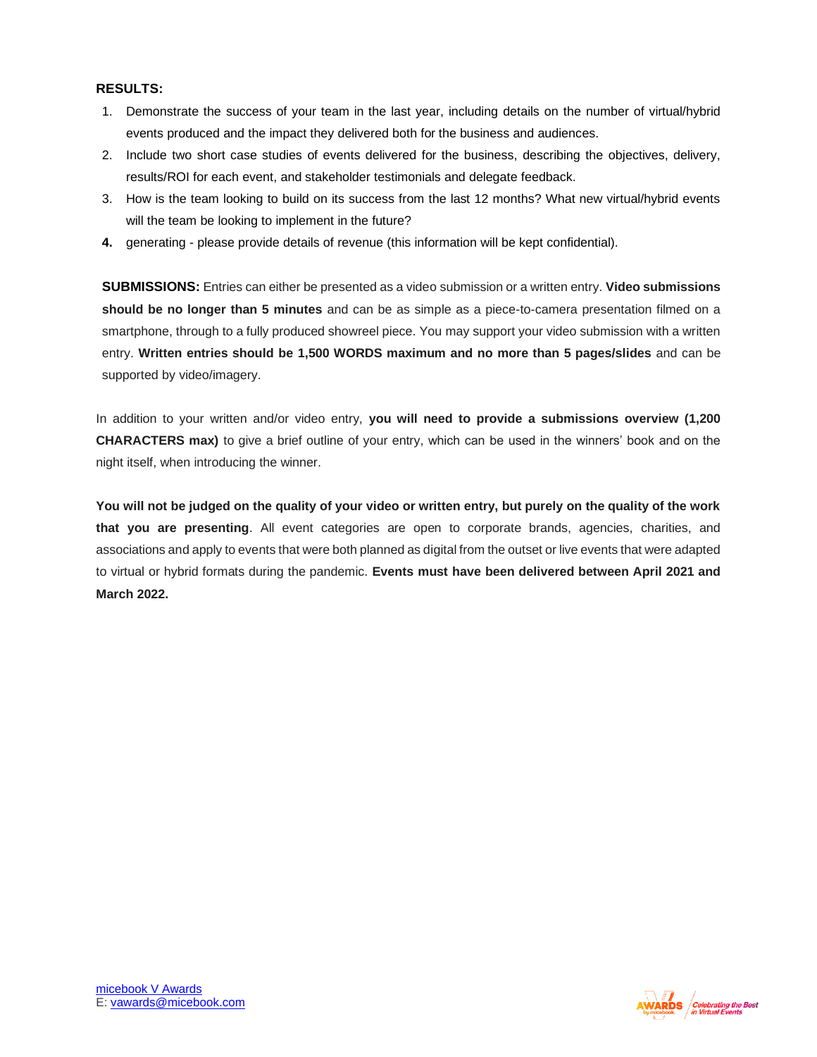**RESULTS:**

1. Demonstrate the success of your team in the last year, including details on the number of virtual/hybrid events produced and the impact they delivered both for the business and audiences.
2. Include two short case studies of events delivered for the business, describing the objectives, delivery, results/ROI for each event, and stakeholder testimonials and delegate feedback.
3. How is the team looking to build on its success from the last 12 months? What new virtual/hybrid events will the team be looking to implement in the future?
4. generating - please provide details of revenue (this information will be kept confidential).

**SUBMISSIONS:** Entries can either be presented as a video submission or a written entry. **Video submissions should be no longer than 5 minutes** and can be as simple as a piece-to-camera presentation filmed on a smartphone, through to a fully produced showreel piece. You may support your video submission with a written entry. **Written entries should be 1,500 WORDS maximum and no more than 5 pages/slides** and can be supported by video/imagery.

In addition to your written and/or video entry, **you will need to provide a submissions overview (1,200 CHARACTERS max)** to give a brief outline of your entry, which can be used in the winners' book and on the night itself, when introducing the winner.

**You will not be judged on the quality of your video or written entry, but purely on the quality of the work that you are presenting**. All event categories are open to corporate brands, agencies, charities, and associations and apply to events that were both planned as digital from the outset or live events that were adapted to virtual or hybrid formats during the pandemic. **Events must have been delivered between April 2021 and March 2022.**

micebook V Awards
E: vawards@micebook.com

AWARDS by micebook. Celebrating the Best in Virtual Events